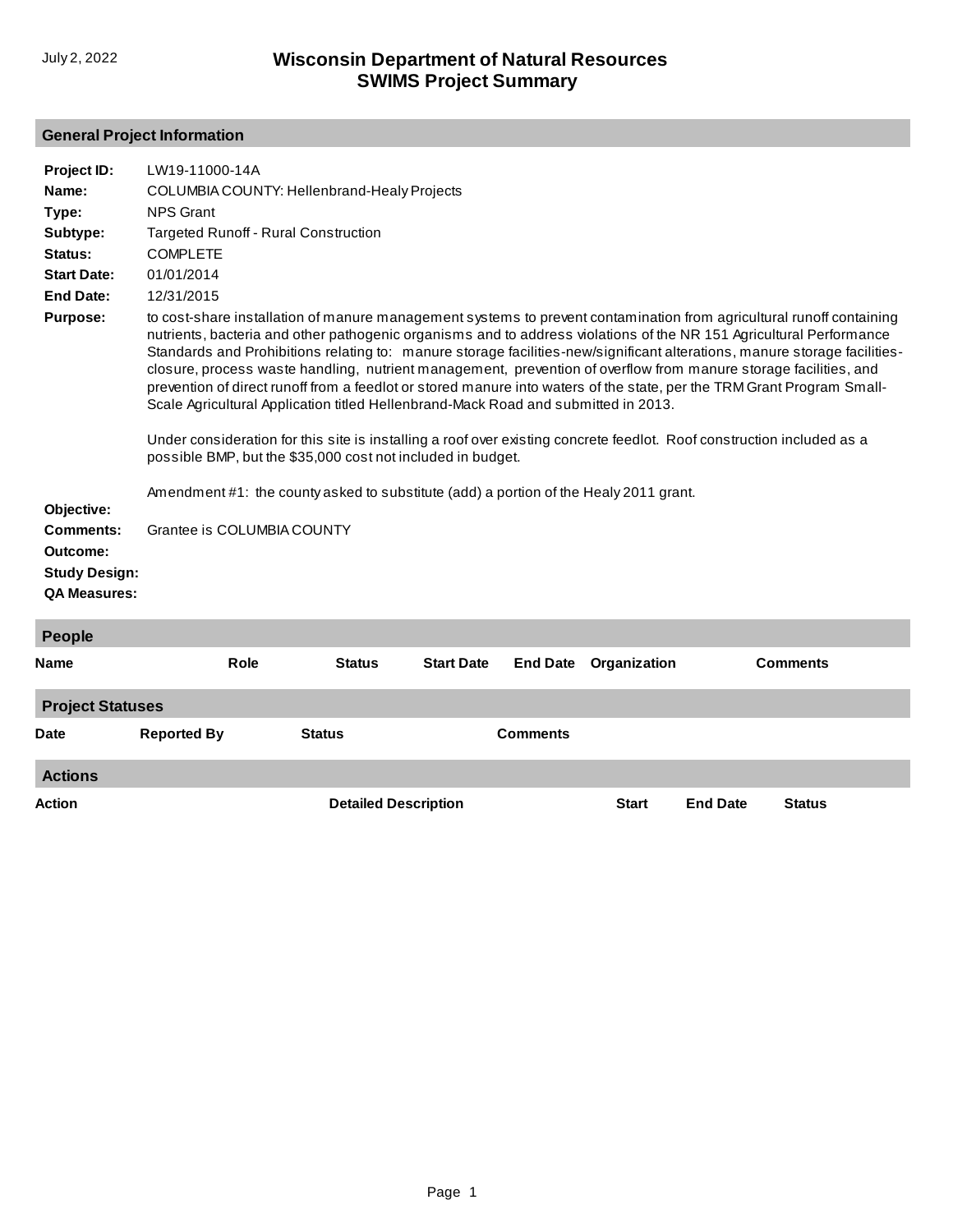July 2, 2022

# Wisconsin Department of Natural Resources
# SWIMS Project Summary

## General Project Information

**Project ID:** LW19-11000-14A

**Name:** COLUMBIA COUNTY: Hellenbrand-Healy Projects

**Type:** NPS Grant

**Subtype:** Targeted Runoff - Rural Construction

**Status:** COMPLETE

**Start Date:** 01/01/2014

**End Date:** 12/31/2015

**Purpose:** to cost-share installation of manure management systems to prevent contamination from agricultural runoff containing nutrients, bacteria and other pathogenic organisms and to address violations of the NR 151 Agricultural Performance Standards and Prohibitions relating to: manure storage facilities-new/significant alterations, manure storage facilities-closure, process waste handling, nutrient management, prevention of overflow from manure storage facilities, and prevention of direct runoff from a feedlot or stored manure into waters of the state, per the TRM Grant Program Small-Scale Agricultural Application titled Hellenbrand-Mack Road and submitted in 2013.

Under consideration for this site is installing a roof over existing concrete feedlot. Roof construction included as a possible BMP, but the $35,000 cost not included in budget.

Amendment #1: the county asked to substitute (add) a portion of the Healy 2011 grant.

**Objective:**

**Comments:** Grantee is COLUMBIA COUNTY

**Outcome:**

**Study Design:**

**QA Measures:**

## People

| Name | Role | Status | Start Date | End Date | Organization | Comments |
|---|---|---|---|---|---|---|

## Project Statuses

| Date | Reported By | Status | Comments |
|---|---|---|---|

## Actions

| Action | Detailed Description | Start | End Date | Status |
|---|---|---|---|---|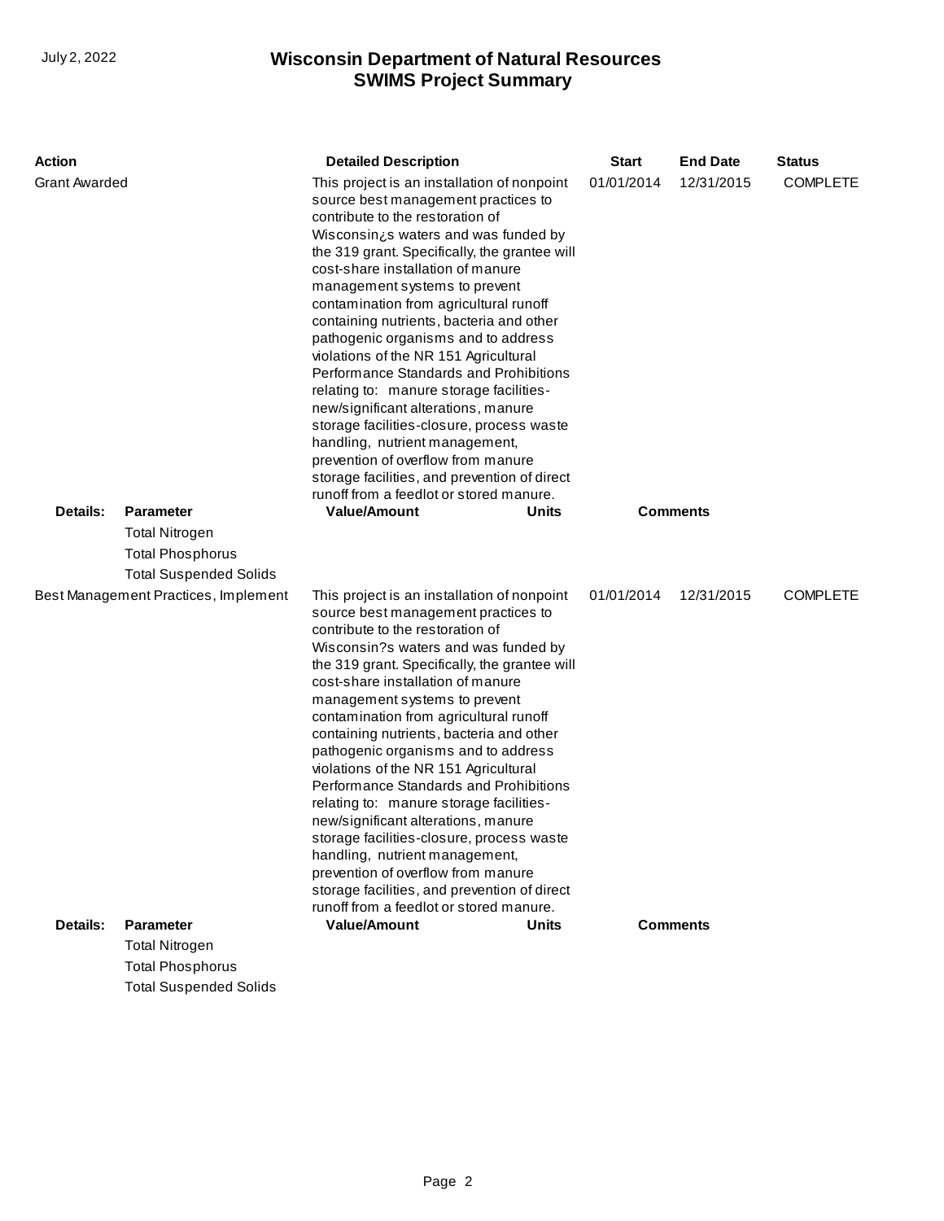# Wisconsin Department of Natural Resources
## SWIMS Project Summary

| Action | Detailed Description | Start | End Date | Status |
|---|---|---|---|---|
| Grant Awarded | This project is an installation of nonpoint source best management practices to contribute to the restoration of Wisconsin¿s waters and was funded by the 319 grant. Specifically, the grantee will cost-share installation of manure management systems to prevent contamination from agricultural runoff containing nutrients, bacteria and other pathogenic organisms and to address violations of the NR 151 Agricultural Performance Standards and Prohibitions relating to: manure storage facilities-new/significant alterations, manure storage facilities-closure, process waste handling, nutrient management, prevention of overflow from manure storage facilities, and prevention of direct runoff from a feedlot or stored manure. | 01/01/2014 | 12/31/2015 | COMPLETE |

**Details:**

| Parameter | Value/Amount | Units | Comments |
|---|---|---|---|
| Total Nitrogen | | | |
| Total Phosphorus | | | |
| Total Suspended Solids | | | |

| Action | Detailed Description | Start | End Date | Status |
|---|---|---|---|---|
| Best Management Practices, Implement | This project is an installation of nonpoint source best management practices to contribute to the restoration of Wisconsin?s waters and was funded by the 319 grant. Specifically, the grantee will cost-share installation of manure management systems to prevent contamination from agricultural runoff containing nutrients, bacteria and other pathogenic organisms and to address violations of the NR 151 Agricultural Performance Standards and Prohibitions relating to: manure storage facilities-new/significant alterations, manure storage facilities-closure, process waste handling, nutrient management, prevention of overflow from manure storage facilities, and prevention of direct runoff from a feedlot or stored manure. | 01/01/2014 | 12/31/2015 | COMPLETE |

**Details:**

| Parameter | Value/Amount | Units | Comments |
|---|---|---|---|
| Total Nitrogen | | | |
| Total Phosphorus | | | |
| Total Suspended Solids | | | |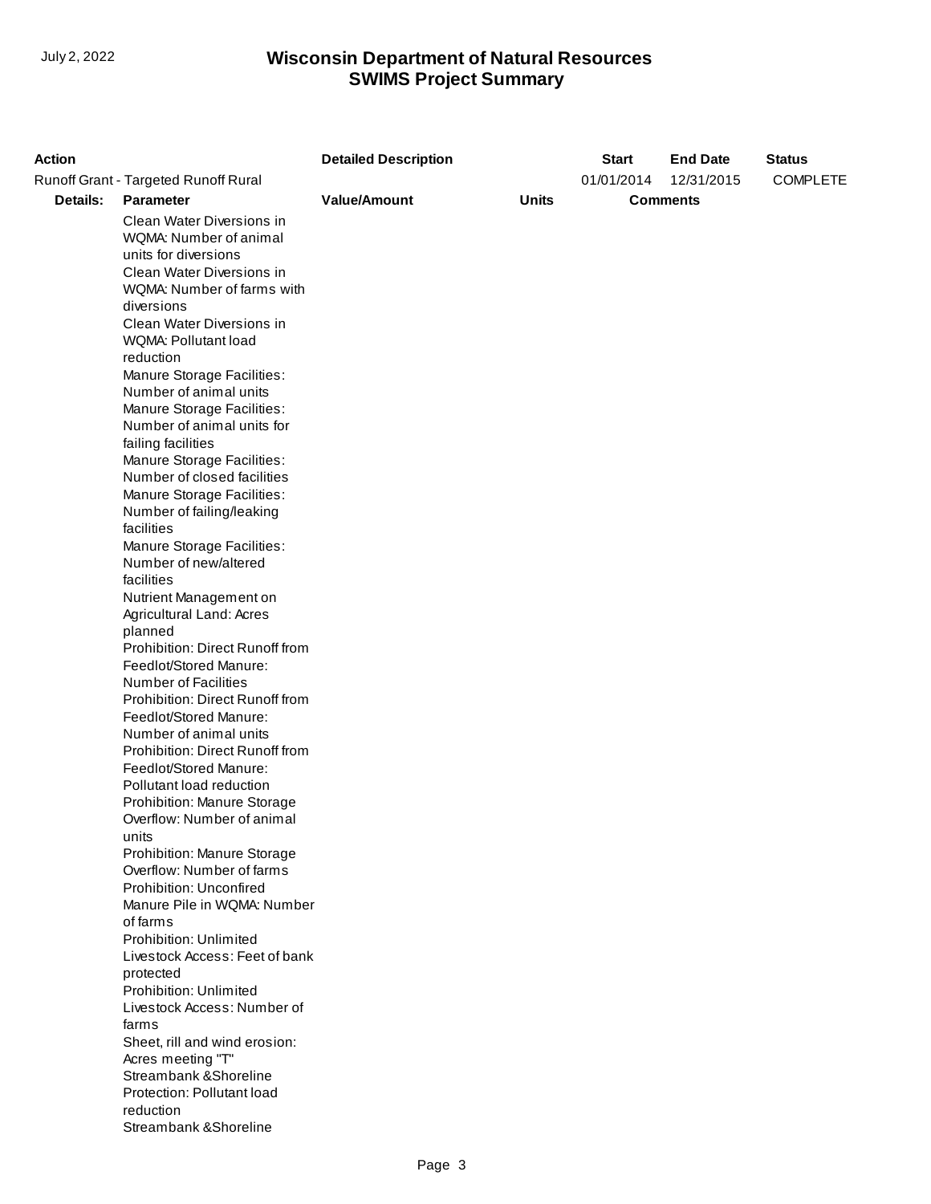# Wisconsin Department of Natural Resources
## SWIMS Project Summary

| Action | | Detailed Description | | Start | End Date | Status |
|---|---|---|---|---|---|---|
| Runoff Grant - Targeted Runoff Rural | | | | 01/01/2014 | 12/31/2015 | COMPLETE |
| **Details:** | **Parameter** | **Value/Amount** | **Units** | **Comments** | | |
| | Clean Water Diversions in WQMA: Number of animal units for diversions | | | | | |
| | Clean Water Diversions in WQMA: Number of farms with diversions | | | | | |
| | Clean Water Diversions in WQMA: Pollutant load reduction | | | | | |
| | Manure Storage Facilities: Number of animal units | | | | | |
| | Manure Storage Facilities: Number of animal units for failing facilities | | | | | |
| | Manure Storage Facilities: Number of closed facilities | | | | | |
| | Manure Storage Facilities: Number of failing/leaking facilities | | | | | |
| | Manure Storage Facilities: Number of new/altered facilities | | | | | |
| | Nutrient Management on Agricultural Land: Acres planned | | | | | |
| | Prohibition: Direct Runoff from Feedlot/Stored Manure: Number of Facilities | | | | | |
| | Prohibition: Direct Runoff from Feedlot/Stored Manure: Number of animal units | | | | | |
| | Prohibition: Direct Runoff from Feedlot/Stored Manure: Pollutant load reduction | | | | | |
| | Prohibition: Manure Storage Overflow: Number of animal units | | | | | |
| | Prohibition: Manure Storage Overflow: Number of farms | | | | | |
| | Prohibition: Unconfired Manure Pile in WQMA: Number of farms | | | | | |
| | Prohibition: Unlimited Livestock Access: Feet of bank protected | | | | | |
| | Prohibition: Unlimited Livestock Access: Number of farms | | | | | |
| | Sheet, rill and wind erosion: Acres meeting "T" | | | | | |
| | Streambank &Shoreline Protection: Pollutant load reduction | | | | | |
| | Streambank &Shoreline | | | | | |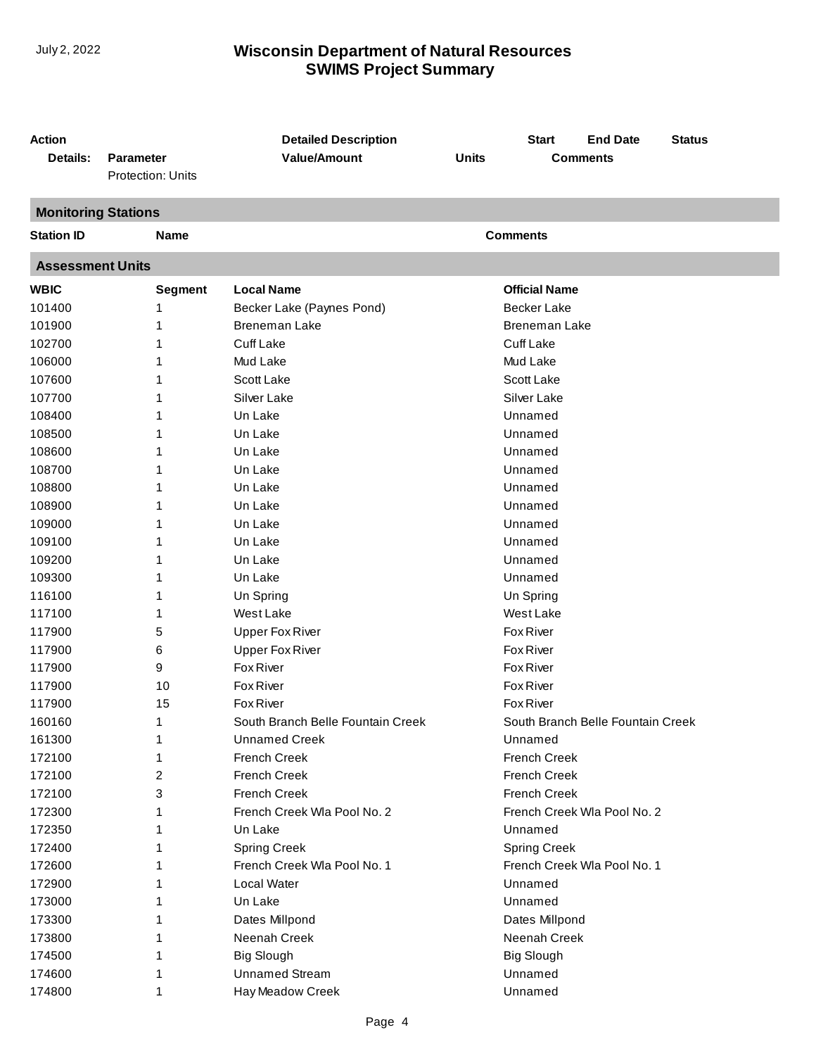# Wisconsin Department of Natural Resources
## SWIMS Project Summary

| Action | | Detailed Description | | Start | End Date | Status |
|---|---|---|---|---|---|---|
| Details: | Parameter | Value/Amount | Units | Comments | | |
| | Protection: Units | | | | | |

### Monitoring Stations

| Station ID | Name | Comments |
|---|---|---|

### Assessment Units

| WBIC | Segment | Local Name | Official Name |
|---|---|---|---|
| 101400 | 1 | Becker Lake (Paynes Pond) | Becker Lake |
| 101900 | 1 | Breneman Lake | Breneman Lake |
| 102700 | 1 | Cuff Lake | Cuff Lake |
| 106000 | 1 | Mud Lake | Mud Lake |
| 107600 | 1 | Scott Lake | Scott Lake |
| 107700 | 1 | Silver Lake | Silver Lake |
| 108400 | 1 | Un Lake | Unnamed |
| 108500 | 1 | Un Lake | Unnamed |
| 108600 | 1 | Un Lake | Unnamed |
| 108700 | 1 | Un Lake | Unnamed |
| 108800 | 1 | Un Lake | Unnamed |
| 108900 | 1 | Un Lake | Unnamed |
| 109000 | 1 | Un Lake | Unnamed |
| 109100 | 1 | Un Lake | Unnamed |
| 109200 | 1 | Un Lake | Unnamed |
| 109300 | 1 | Un Lake | Unnamed |
| 116100 | 1 | Un Spring | Un Spring |
| 117100 | 1 | West Lake | West Lake |
| 117900 | 5 | Upper Fox River | Fox River |
| 117900 | 6 | Upper Fox River | Fox River |
| 117900 | 9 | Fox River | Fox River |
| 117900 | 10 | Fox River | Fox River |
| 117900 | 15 | Fox River | Fox River |
| 160160 | 1 | South Branch Belle Fountain Creek | South Branch Belle Fountain Creek |
| 161300 | 1 | Unnamed Creek | Unnamed |
| 172100 | 1 | French Creek | French Creek |
| 172100 | 2 | French Creek | French Creek |
| 172100 | 3 | French Creek | French Creek |
| 172300 | 1 | French Creek Wla Pool No. 2 | French Creek Wla Pool No. 2 |
| 172350 | 1 | Un Lake | Unnamed |
| 172400 | 1 | Spring Creek | Spring Creek |
| 172600 | 1 | French Creek Wla Pool No. 1 | French Creek Wla Pool No. 1 |
| 172900 | 1 | Local Water | Unnamed |
| 173000 | 1 | Un Lake | Unnamed |
| 173300 | 1 | Dates Millpond | Dates Millpond |
| 173800 | 1 | Neenah Creek | Neenah Creek |
| 174500 | 1 | Big Slough | Big Slough |
| 174600 | 1 | Unnamed Stream | Unnamed |
| 174800 | 1 | Hay Meadow Creek | Unnamed |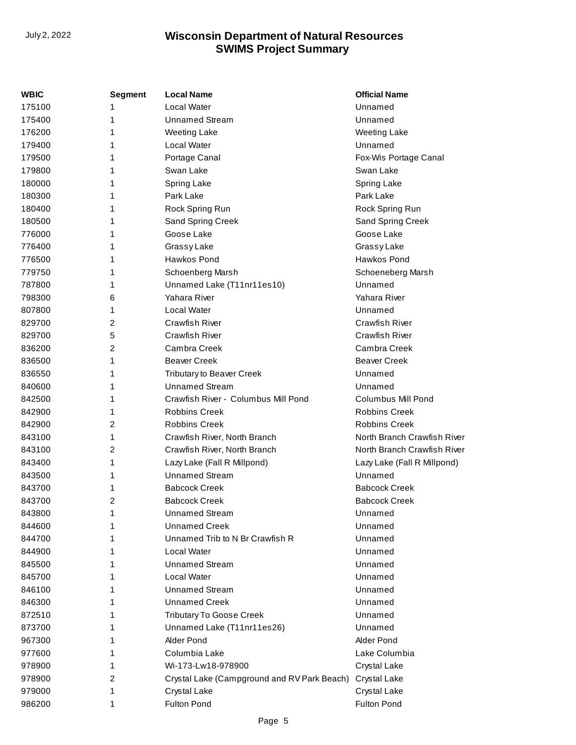| WBIC | Segment | Local Name | Official Name |
|---|---|---|---|
| 175100 | 1 | Local Water | Unnamed |
| 175400 | 1 | Unnamed Stream | Unnamed |
| 176200 | 1 | Weeting Lake | Weeting Lake |
| 179400 | 1 | Local Water | Unnamed |
| 179500 | 1 | Portage Canal | Fox-Wis Portage Canal |
| 179800 | 1 | Swan Lake | Swan Lake |
| 180000 | 1 | Spring Lake | Spring Lake |
| 180300 | 1 | Park Lake | Park Lake |
| 180400 | 1 | Rock Spring Run | Rock Spring Run |
| 180500 | 1 | Sand Spring Creek | Sand Spring Creek |
| 776000 | 1 | Goose Lake | Goose Lake |
| 776400 | 1 | Grassy Lake | Grassy Lake |
| 776500 | 1 | Hawkos Pond | Hawkos Pond |
| 779750 | 1 | Schoenberg Marsh | Schoeneberg Marsh |
| 787800 | 1 | Unnamed Lake (T11nr11es10) | Unnamed |
| 798300 | 6 | Yahara River | Yahara River |
| 807800 | 1 | Local Water | Unnamed |
| 829700 | 2 | Crawfish River | Crawfish River |
| 829700 | 5 | Crawfish River | Crawfish River |
| 836200 | 2 | Cambra Creek | Cambra Creek |
| 836500 | 1 | Beaver Creek | Beaver Creek |
| 836550 | 1 | Tributary to Beaver Creek | Unnamed |
| 840600 | 1 | Unnamed Stream | Unnamed |
| 842500 | 1 | Crawfish River - Columbus Mill Pond | Columbus Mill Pond |
| 842900 | 1 | Robbins Creek | Robbins Creek |
| 842900 | 2 | Robbins Creek | Robbins Creek |
| 843100 | 1 | Crawfish River, North Branch | North Branch Crawfish River |
| 843100 | 2 | Crawfish River, North Branch | North Branch Crawfish River |
| 843400 | 1 | Lazy Lake (Fall R Millpond) | Lazy Lake (Fall R Millpond) |
| 843500 | 1 | Unnamed Stream | Unnamed |
| 843700 | 1 | Babcock Creek | Babcock Creek |
| 843700 | 2 | Babcock Creek | Babcock Creek |
| 843800 | 1 | Unnamed Stream | Unnamed |
| 844600 | 1 | Unnamed Creek | Unnamed |
| 844700 | 1 | Unnamed Trib to N Br Crawfish R | Unnamed |
| 844900 | 1 | Local Water | Unnamed |
| 845500 | 1 | Unnamed Stream | Unnamed |
| 845700 | 1 | Local Water | Unnamed |
| 846100 | 1 | Unnamed Stream | Unnamed |
| 846300 | 1 | Unnamed Creek | Unnamed |
| 872510 | 1 | Tributary To Goose Creek | Unnamed |
| 873700 | 1 | Unnamed Lake (T11nr11es26) | Unnamed |
| 967300 | 1 | Alder Pond | Alder Pond |
| 977600 | 1 | Columbia Lake | Lake Columbia |
| 978900 | 1 | Wi-173-Lw18-978900 | Crystal Lake |
| 978900 | 2 | Crystal Lake (Campground and RV Park Beach) | Crystal Lake |
| 979000 | 1 | Crystal Lake | Crystal Lake |
| 986200 | 1 | Fulton Pond | Fulton Pond |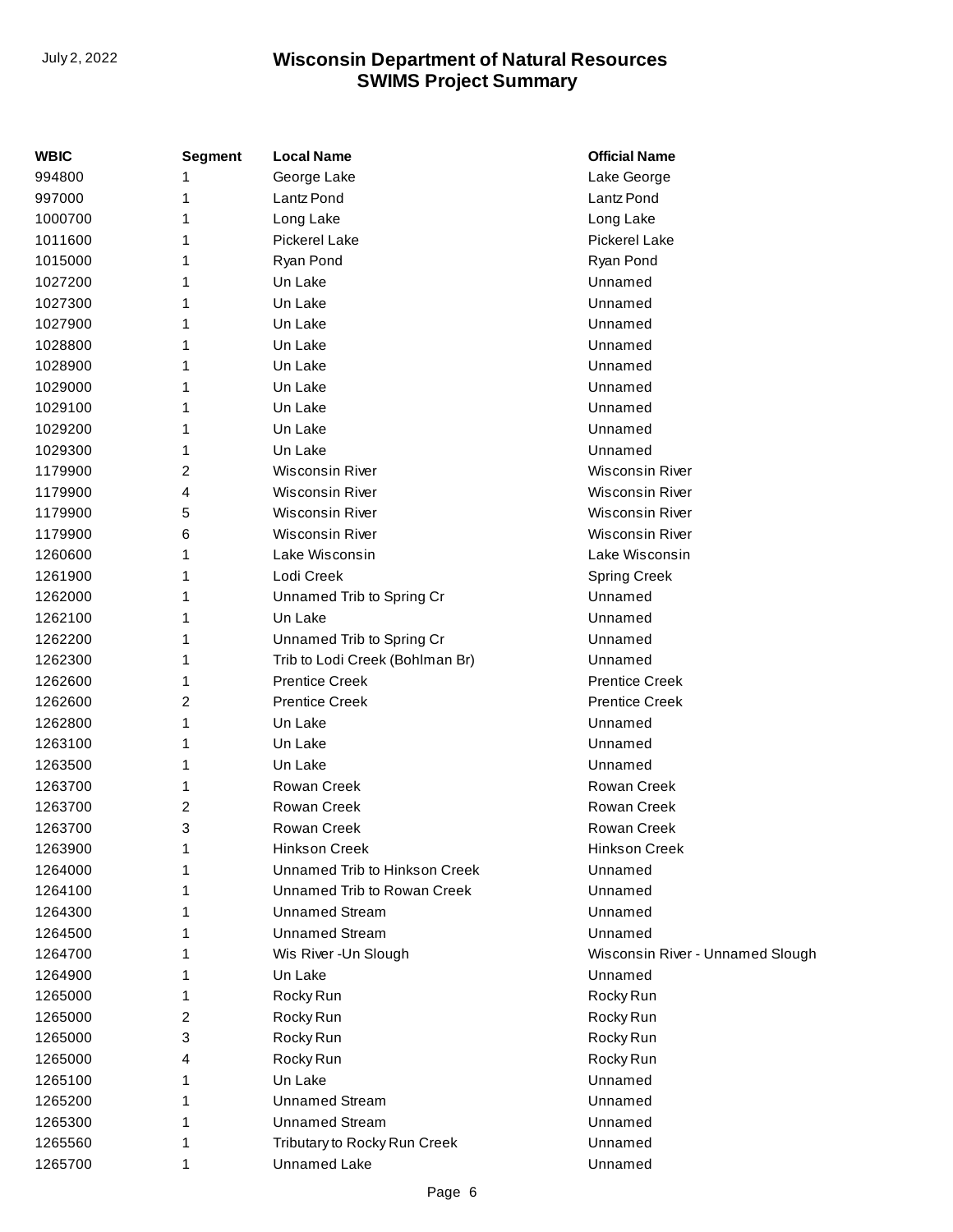| WBIC | Segment | Local Name | Official Name |
|---|---|---|---|
| 994800 | 1 | George Lake | Lake George |
| 997000 | 1 | Lantz Pond | Lantz Pond |
| 1000700 | 1 | Long Lake | Long Lake |
| 1011600 | 1 | Pickerel Lake | Pickerel Lake |
| 1015000 | 1 | Ryan Pond | Ryan Pond |
| 1027200 | 1 | Un Lake | Unnamed |
| 1027300 | 1 | Un Lake | Unnamed |
| 1027900 | 1 | Un Lake | Unnamed |
| 1028800 | 1 | Un Lake | Unnamed |
| 1028900 | 1 | Un Lake | Unnamed |
| 1029000 | 1 | Un Lake | Unnamed |
| 1029100 | 1 | Un Lake | Unnamed |
| 1029200 | 1 | Un Lake | Unnamed |
| 1029300 | 1 | Un Lake | Unnamed |
| 1179900 | 2 | Wisconsin River | Wisconsin River |
| 1179900 | 4 | Wisconsin River | Wisconsin River |
| 1179900 | 5 | Wisconsin River | Wisconsin River |
| 1179900 | 6 | Wisconsin River | Wisconsin River |
| 1260600 | 1 | Lake Wisconsin | Lake Wisconsin |
| 1261900 | 1 | Lodi Creek | Spring Creek |
| 1262000 | 1 | Unnamed Trib to Spring Cr | Unnamed |
| 1262100 | 1 | Un Lake | Unnamed |
| 1262200 | 1 | Unnamed Trib to Spring Cr | Unnamed |
| 1262300 | 1 | Trib to Lodi Creek (Bohlman Br) | Unnamed |
| 1262600 | 1 | Prentice Creek | Prentice Creek |
| 1262600 | 2 | Prentice Creek | Prentice Creek |
| 1262800 | 1 | Un Lake | Unnamed |
| 1263100 | 1 | Un Lake | Unnamed |
| 1263500 | 1 | Un Lake | Unnamed |
| 1263700 | 1 | Rowan Creek | Rowan Creek |
| 1263700 | 2 | Rowan Creek | Rowan Creek |
| 1263700 | 3 | Rowan Creek | Rowan Creek |
| 1263900 | 1 | Hinkson Creek | Hinkson Creek |
| 1264000 | 1 | Unnamed Trib to Hinkson Creek | Unnamed |
| 1264100 | 1 | Unnamed Trib to Rowan Creek | Unnamed |
| 1264300 | 1 | Unnamed Stream | Unnamed |
| 1264500 | 1 | Unnamed Stream | Unnamed |
| 1264700 | 1 | Wis River -Un Slough | Wisconsin River - Unnamed Slough |
| 1264900 | 1 | Un Lake | Unnamed |
| 1265000 | 1 | Rocky Run | Rocky Run |
| 1265000 | 2 | Rocky Run | Rocky Run |
| 1265000 | 3 | Rocky Run | Rocky Run |
| 1265000 | 4 | Rocky Run | Rocky Run |
| 1265100 | 1 | Un Lake | Unnamed |
| 1265200 | 1 | Unnamed Stream | Unnamed |
| 1265300 | 1 | Unnamed Stream | Unnamed |
| 1265560 | 1 | Tributary to Rocky Run Creek | Unnamed |
| 1265700 | 1 | Unnamed Lake | Unnamed |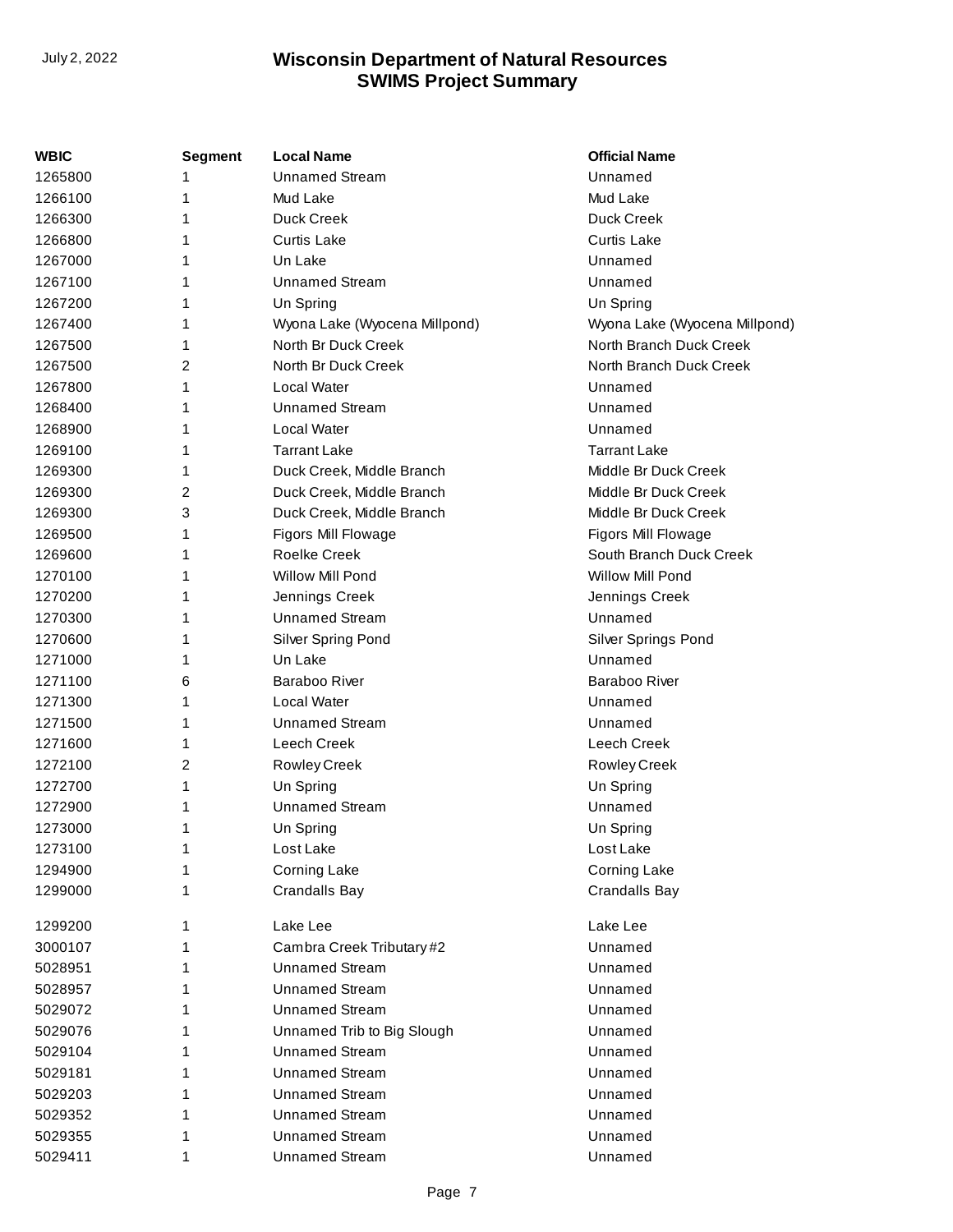| WBIC | Segment | Local Name | Official Name |
| --- | --- | --- | --- |
| 1265800 | 1 | Unnamed Stream | Unnamed |
| 1266100 | 1 | Mud Lake | Mud Lake |
| 1266300 | 1 | Duck Creek | Duck Creek |
| 1266800 | 1 | Curtis Lake | Curtis Lake |
| 1267000 | 1 | Un Lake | Unnamed |
| 1267100 | 1 | Unnamed Stream | Unnamed |
| 1267200 | 1 | Un Spring | Un Spring |
| 1267400 | 1 | Wyona Lake (Wyocena Millpond) | Wyona Lake (Wyocena Millpond) |
| 1267500 | 1 | North Br Duck Creek | North Branch Duck Creek |
| 1267500 | 2 | North Br Duck Creek | North Branch Duck Creek |
| 1267800 | 1 | Local Water | Unnamed |
| 1268400 | 1 | Unnamed Stream | Unnamed |
| 1268900 | 1 | Local Water | Unnamed |
| 1269100 | 1 | Tarrant Lake | Tarrant Lake |
| 1269300 | 1 | Duck Creek, Middle Branch | Middle Br Duck Creek |
| 1269300 | 2 | Duck Creek, Middle Branch | Middle Br Duck Creek |
| 1269300 | 3 | Duck Creek, Middle Branch | Middle Br Duck Creek |
| 1269500 | 1 | Figors Mill Flowage | Figors Mill Flowage |
| 1269600 | 1 | Roelke Creek | South Branch Duck Creek |
| 1270100 | 1 | Willow Mill Pond | Willow Mill Pond |
| 1270200 | 1 | Jennings Creek | Jennings Creek |
| 1270300 | 1 | Unnamed Stream | Unnamed |
| 1270600 | 1 | Silver Spring Pond | Silver Springs Pond |
| 1271000 | 1 | Un Lake | Unnamed |
| 1271100 | 6 | Baraboo River | Baraboo River |
| 1271300 | 1 | Local Water | Unnamed |
| 1271500 | 1 | Unnamed Stream | Unnamed |
| 1271600 | 1 | Leech Creek | Leech Creek |
| 1272100 | 2 | Rowley Creek | Rowley Creek |
| 1272700 | 1 | Un Spring | Un Spring |
| 1272900 | 1 | Unnamed Stream | Unnamed |
| 1273000 | 1 | Un Spring | Un Spring |
| 1273100 | 1 | Lost Lake | Lost Lake |
| 1294900 | 1 | Corning Lake | Corning Lake |
| 1299000 | 1 | Crandalls Bay | Crandalls Bay |
| 1299200 | 1 | Lake Lee | Lake Lee |
| 3000107 | 1 | Cambra Creek Tributary #2 | Unnamed |
| 5028951 | 1 | Unnamed Stream | Unnamed |
| 5028957 | 1 | Unnamed Stream | Unnamed |
| 5029072 | 1 | Unnamed Stream | Unnamed |
| 5029076 | 1 | Unnamed Trib to Big Slough | Unnamed |
| 5029104 | 1 | Unnamed Stream | Unnamed |
| 5029181 | 1 | Unnamed Stream | Unnamed |
| 5029203 | 1 | Unnamed Stream | Unnamed |
| 5029352 | 1 | Unnamed Stream | Unnamed |
| 5029355 | 1 | Unnamed Stream | Unnamed |
| 5029411 | 1 | Unnamed Stream | Unnamed |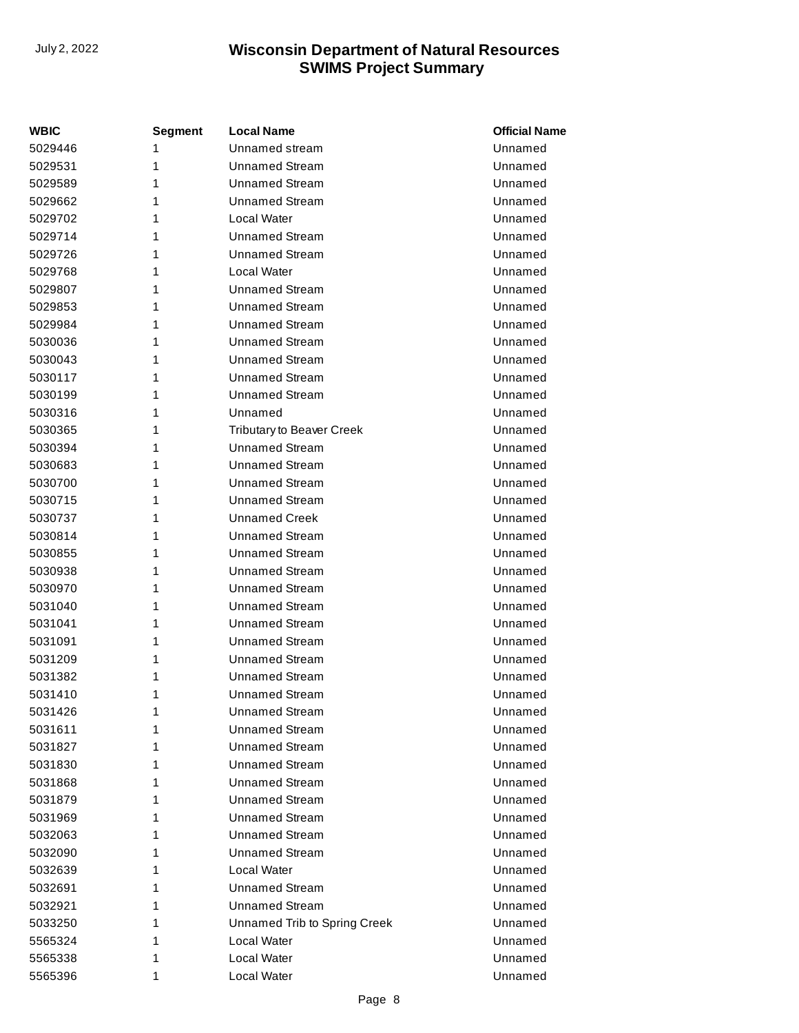| WBIC | Segment | Local Name | Official Name |
|---|---|---|---|
| 5029446 | 1 | Unnamed stream | Unnamed |
| 5029531 | 1 | Unnamed Stream | Unnamed |
| 5029589 | 1 | Unnamed Stream | Unnamed |
| 5029662 | 1 | Unnamed Stream | Unnamed |
| 5029702 | 1 | Local Water | Unnamed |
| 5029714 | 1 | Unnamed Stream | Unnamed |
| 5029726 | 1 | Unnamed Stream | Unnamed |
| 5029768 | 1 | Local Water | Unnamed |
| 5029807 | 1 | Unnamed Stream | Unnamed |
| 5029853 | 1 | Unnamed Stream | Unnamed |
| 5029984 | 1 | Unnamed Stream | Unnamed |
| 5030036 | 1 | Unnamed Stream | Unnamed |
| 5030043 | 1 | Unnamed Stream | Unnamed |
| 5030117 | 1 | Unnamed Stream | Unnamed |
| 5030199 | 1 | Unnamed Stream | Unnamed |
| 5030316 | 1 | Unnamed | Unnamed |
| 5030365 | 1 | Tributary to Beaver Creek | Unnamed |
| 5030394 | 1 | Unnamed Stream | Unnamed |
| 5030683 | 1 | Unnamed Stream | Unnamed |
| 5030700 | 1 | Unnamed Stream | Unnamed |
| 5030715 | 1 | Unnamed Stream | Unnamed |
| 5030737 | 1 | Unnamed Creek | Unnamed |
| 5030814 | 1 | Unnamed Stream | Unnamed |
| 5030855 | 1 | Unnamed Stream | Unnamed |
| 5030938 | 1 | Unnamed Stream | Unnamed |
| 5030970 | 1 | Unnamed Stream | Unnamed |
| 5031040 | 1 | Unnamed Stream | Unnamed |
| 5031041 | 1 | Unnamed Stream | Unnamed |
| 5031091 | 1 | Unnamed Stream | Unnamed |
| 5031209 | 1 | Unnamed Stream | Unnamed |
| 5031382 | 1 | Unnamed Stream | Unnamed |
| 5031410 | 1 | Unnamed Stream | Unnamed |
| 5031426 | 1 | Unnamed Stream | Unnamed |
| 5031611 | 1 | Unnamed Stream | Unnamed |
| 5031827 | 1 | Unnamed Stream | Unnamed |
| 5031830 | 1 | Unnamed Stream | Unnamed |
| 5031868 | 1 | Unnamed Stream | Unnamed |
| 5031879 | 1 | Unnamed Stream | Unnamed |
| 5031969 | 1 | Unnamed Stream | Unnamed |
| 5032063 | 1 | Unnamed Stream | Unnamed |
| 5032090 | 1 | Unnamed Stream | Unnamed |
| 5032639 | 1 | Local Water | Unnamed |
| 5032691 | 1 | Unnamed Stream | Unnamed |
| 5032921 | 1 | Unnamed Stream | Unnamed |
| 5033250 | 1 | Unnamed Trib to Spring Creek | Unnamed |
| 5565324 | 1 | Local Water | Unnamed |
| 5565338 | 1 | Local Water | Unnamed |
| 5565396 | 1 | Local Water | Unnamed |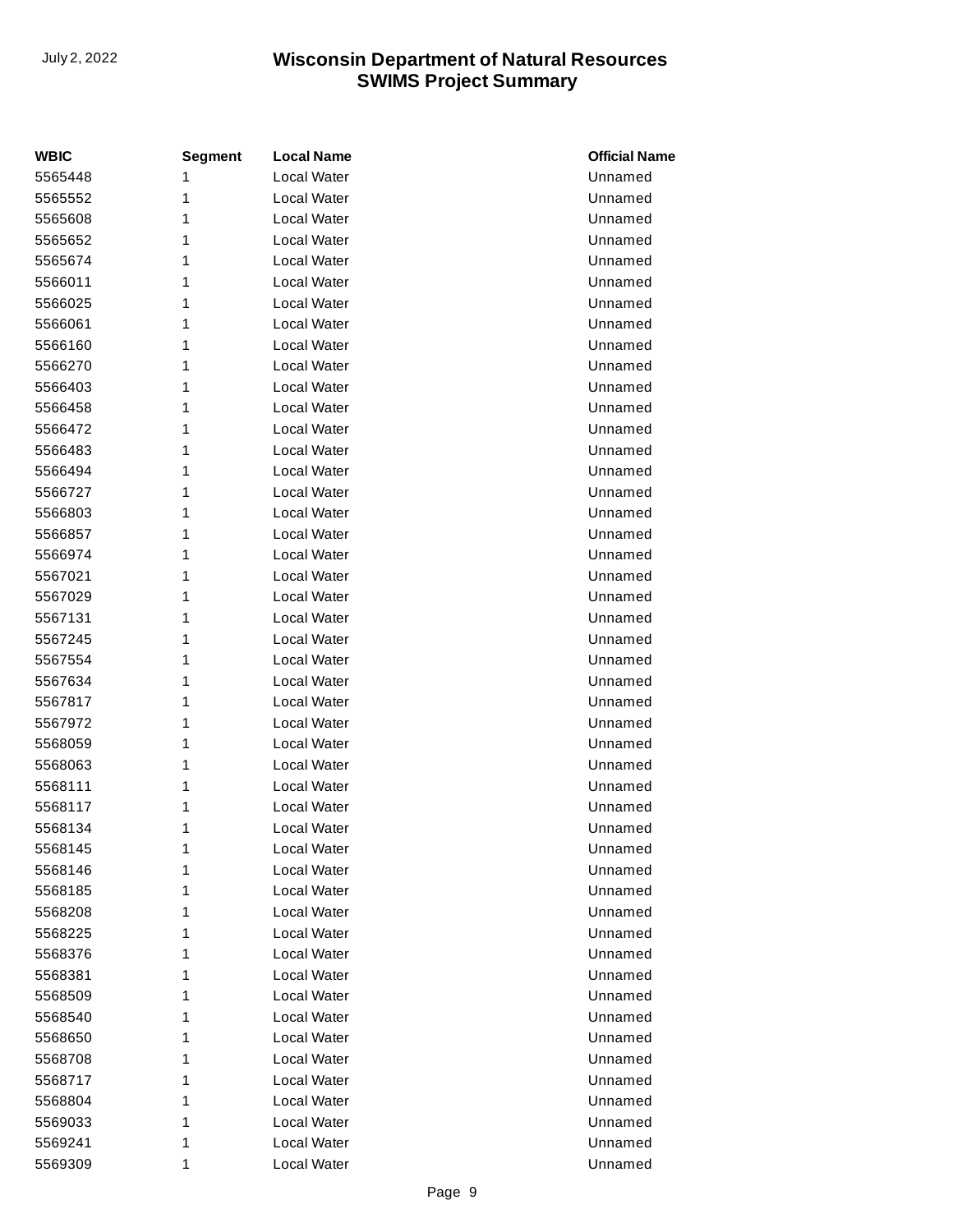| WBIC | Segment | Local Name | Official Name |
|---|---|---|---|
| 5565448 | 1 | Local Water | Unnamed |
| 5565552 | 1 | Local Water | Unnamed |
| 5565608 | 1 | Local Water | Unnamed |
| 5565652 | 1 | Local Water | Unnamed |
| 5565674 | 1 | Local Water | Unnamed |
| 5566011 | 1 | Local Water | Unnamed |
| 5566025 | 1 | Local Water | Unnamed |
| 5566061 | 1 | Local Water | Unnamed |
| 5566160 | 1 | Local Water | Unnamed |
| 5566270 | 1 | Local Water | Unnamed |
| 5566403 | 1 | Local Water | Unnamed |
| 5566458 | 1 | Local Water | Unnamed |
| 5566472 | 1 | Local Water | Unnamed |
| 5566483 | 1 | Local Water | Unnamed |
| 5566494 | 1 | Local Water | Unnamed |
| 5566727 | 1 | Local Water | Unnamed |
| 5566803 | 1 | Local Water | Unnamed |
| 5566857 | 1 | Local Water | Unnamed |
| 5566974 | 1 | Local Water | Unnamed |
| 5567021 | 1 | Local Water | Unnamed |
| 5567029 | 1 | Local Water | Unnamed |
| 5567131 | 1 | Local Water | Unnamed |
| 5567245 | 1 | Local Water | Unnamed |
| 5567554 | 1 | Local Water | Unnamed |
| 5567634 | 1 | Local Water | Unnamed |
| 5567817 | 1 | Local Water | Unnamed |
| 5567972 | 1 | Local Water | Unnamed |
| 5568059 | 1 | Local Water | Unnamed |
| 5568063 | 1 | Local Water | Unnamed |
| 5568111 | 1 | Local Water | Unnamed |
| 5568117 | 1 | Local Water | Unnamed |
| 5568134 | 1 | Local Water | Unnamed |
| 5568145 | 1 | Local Water | Unnamed |
| 5568146 | 1 | Local Water | Unnamed |
| 5568185 | 1 | Local Water | Unnamed |
| 5568208 | 1 | Local Water | Unnamed |
| 5568225 | 1 | Local Water | Unnamed |
| 5568376 | 1 | Local Water | Unnamed |
| 5568381 | 1 | Local Water | Unnamed |
| 5568509 | 1 | Local Water | Unnamed |
| 5568540 | 1 | Local Water | Unnamed |
| 5568650 | 1 | Local Water | Unnamed |
| 5568708 | 1 | Local Water | Unnamed |
| 5568717 | 1 | Local Water | Unnamed |
| 5568804 | 1 | Local Water | Unnamed |
| 5569033 | 1 | Local Water | Unnamed |
| 5569241 | 1 | Local Water | Unnamed |
| 5569309 | 1 | Local Water | Unnamed |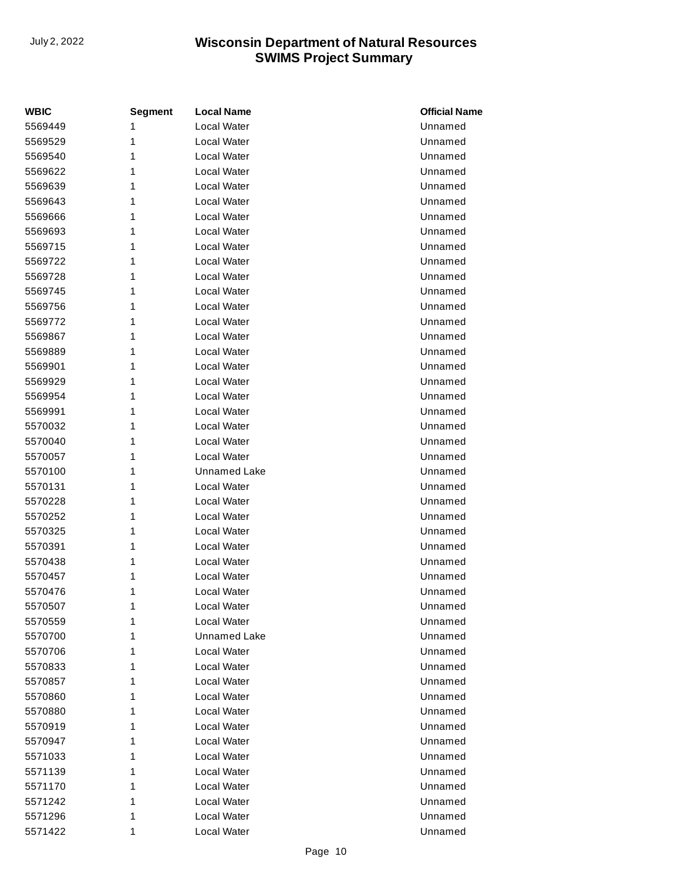| WBIC | Segment | Local Name | Official Name |
|---|---|---|---|
| 5569449 | 1 | Local Water | Unnamed |
| 5569529 | 1 | Local Water | Unnamed |
| 5569540 | 1 | Local Water | Unnamed |
| 5569622 | 1 | Local Water | Unnamed |
| 5569639 | 1 | Local Water | Unnamed |
| 5569643 | 1 | Local Water | Unnamed |
| 5569666 | 1 | Local Water | Unnamed |
| 5569693 | 1 | Local Water | Unnamed |
| 5569715 | 1 | Local Water | Unnamed |
| 5569722 | 1 | Local Water | Unnamed |
| 5569728 | 1 | Local Water | Unnamed |
| 5569745 | 1 | Local Water | Unnamed |
| 5569756 | 1 | Local Water | Unnamed |
| 5569772 | 1 | Local Water | Unnamed |
| 5569867 | 1 | Local Water | Unnamed |
| 5569889 | 1 | Local Water | Unnamed |
| 5569901 | 1 | Local Water | Unnamed |
| 5569929 | 1 | Local Water | Unnamed |
| 5569954 | 1 | Local Water | Unnamed |
| 5569991 | 1 | Local Water | Unnamed |
| 5570032 | 1 | Local Water | Unnamed |
| 5570040 | 1 | Local Water | Unnamed |
| 5570057 | 1 | Local Water | Unnamed |
| 5570100 | 1 | Unnamed Lake | Unnamed |
| 5570131 | 1 | Local Water | Unnamed |
| 5570228 | 1 | Local Water | Unnamed |
| 5570252 | 1 | Local Water | Unnamed |
| 5570325 | 1 | Local Water | Unnamed |
| 5570391 | 1 | Local Water | Unnamed |
| 5570438 | 1 | Local Water | Unnamed |
| 5570457 | 1 | Local Water | Unnamed |
| 5570476 | 1 | Local Water | Unnamed |
| 5570507 | 1 | Local Water | Unnamed |
| 5570559 | 1 | Local Water | Unnamed |
| 5570700 | 1 | Unnamed Lake | Unnamed |
| 5570706 | 1 | Local Water | Unnamed |
| 5570833 | 1 | Local Water | Unnamed |
| 5570857 | 1 | Local Water | Unnamed |
| 5570860 | 1 | Local Water | Unnamed |
| 5570880 | 1 | Local Water | Unnamed |
| 5570919 | 1 | Local Water | Unnamed |
| 5570947 | 1 | Local Water | Unnamed |
| 5571033 | 1 | Local Water | Unnamed |
| 5571139 | 1 | Local Water | Unnamed |
| 5571170 | 1 | Local Water | Unnamed |
| 5571242 | 1 | Local Water | Unnamed |
| 5571296 | 1 | Local Water | Unnamed |
| 5571422 | 1 | Local Water | Unnamed |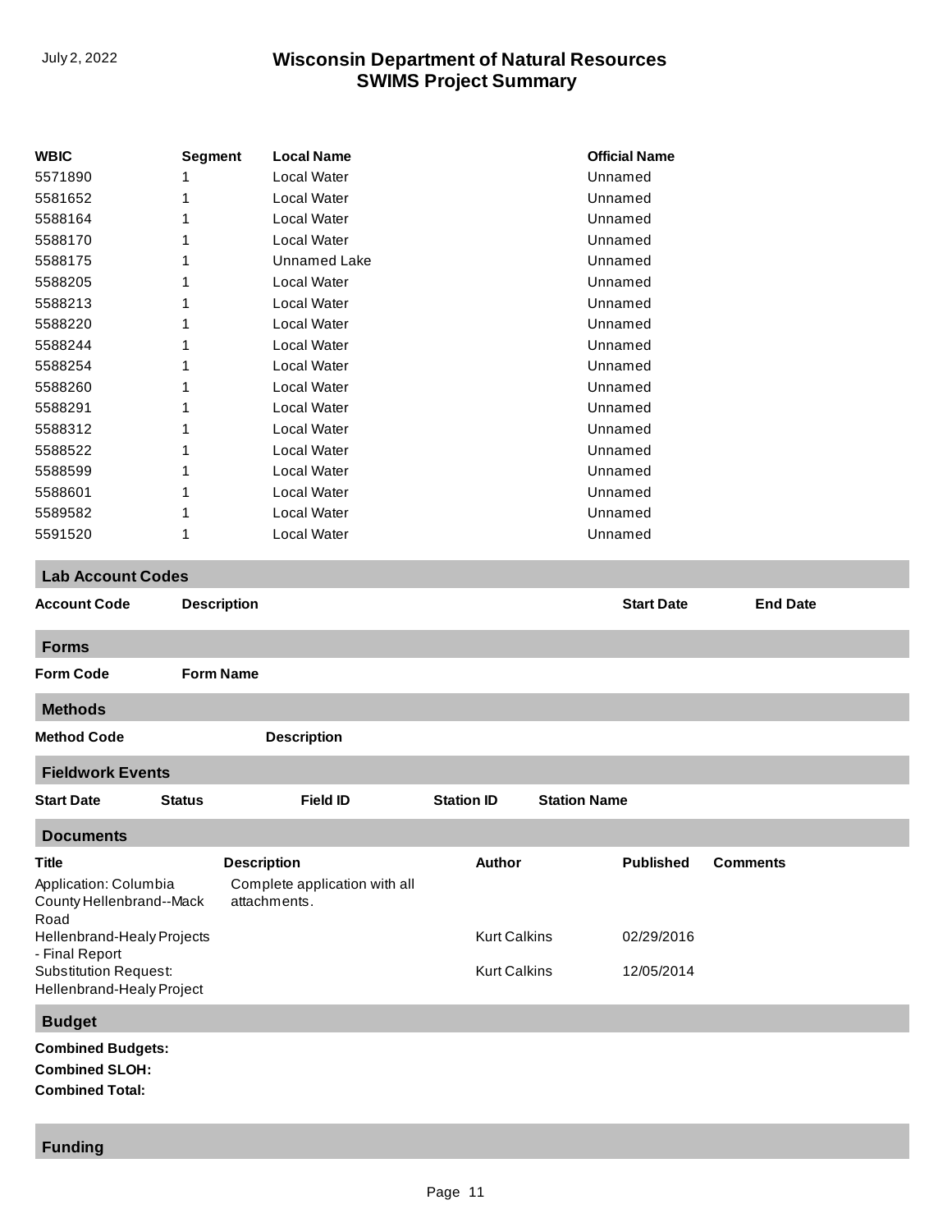| WBIC | Segment | Local Name | Official Name |
|---|---|---|---|
| 5571890 | 1 | Local Water | Unnamed |
| 5581652 | 1 | Local Water | Unnamed |
| 5588164 | 1 | Local Water | Unnamed |
| 5588170 | 1 | Local Water | Unnamed |
| 5588175 | 1 | Unnamed Lake | Unnamed |
| 5588205 | 1 | Local Water | Unnamed |
| 5588213 | 1 | Local Water | Unnamed |
| 5588220 | 1 | Local Water | Unnamed |
| 5588244 | 1 | Local Water | Unnamed |
| 5588254 | 1 | Local Water | Unnamed |
| 5588260 | 1 | Local Water | Unnamed |
| 5588291 | 1 | Local Water | Unnamed |
| 5588312 | 1 | Local Water | Unnamed |
| 5588522 | 1 | Local Water | Unnamed |
| 5588599 | 1 | Local Water | Unnamed |
| 5588601 | 1 | Local Water | Unnamed |
| 5589582 | 1 | Local Water | Unnamed |
| 5591520 | 1 | Local Water | Unnamed |

## Lab Account Codes

| Account Code | Description | Start Date | End Date |
|---|---|---|---|

## Forms

| Form Code | Form Name |
|---|---|

## Methods

| Method Code | Description |
|---|---|

## Fieldwork Events

| Start Date | Status | Field ID | Station ID | Station Name |
|---|---|---|---|---|

## Documents

| Title | Description | Author | Published | Comments |
|---|---|---|---|---|
| Application: Columbia County Hellenbrand--Mack Road | Complete application with all attachments. | | | |
| Hellenbrand-Healy Projects - Final Report | | Kurt Calkins | 02/29/2016 | |
| Substitution Request: Hellenbrand-Healy Project | | Kurt Calkins | 12/05/2014 | |

## Budget

**Combined Budgets:**

**Combined SLOH:**

**Combined Total:**

## Funding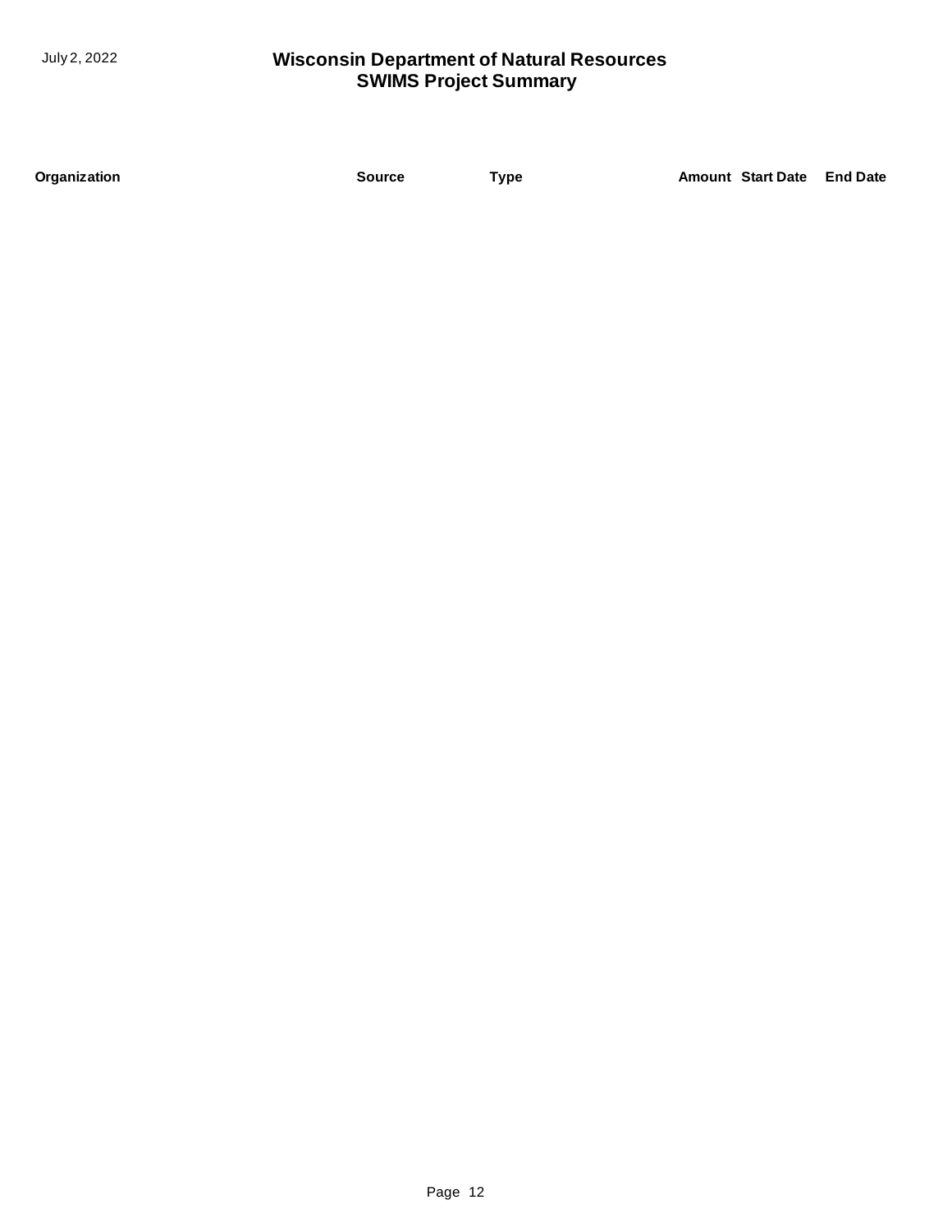| Organization | Source | Type | Amount | Start Date | End Date |
| --- | --- | --- | --- | --- | --- |